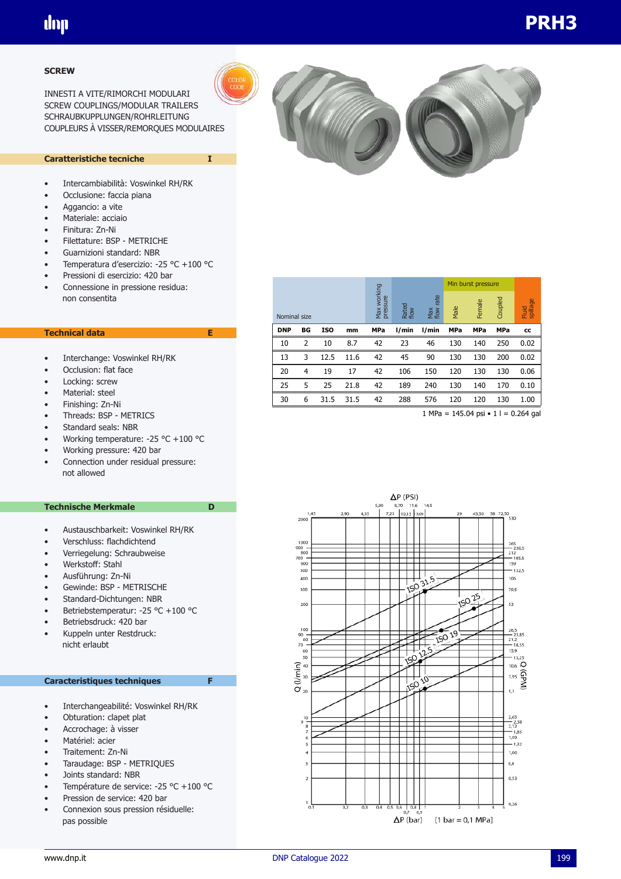# PRH3

## SCREW

INNESTI A VITE/RIMORCHI MODULARI
SCREW COUPLINGS/MODULAR TRAILERS
SCHRAUBKUPPLUNGEN/ROHRLEITUNG
COUPLEURS À VISSER/REMORQUES MODULAIRES

COLOR CODE

### Caratteristiche tecniche — I

- Intercambiabilità: Voswinkel RH/RK
- Occlusione: faccia piana
- Aggancio: a vite
- Materiale: acciaio
- Finitura: Zn-Ni
- Filettature: BSP - METRICHE
- Guarnizioni standard: NBR
- Temperatura d'esercizio: -25 °C +100 °C
- Pressioni di esercizio: 420 bar
- Connessione in pressione residua: non consentita

### Technical data — E

- Interchange: Voswinkel RH/RK
- Occlusion: flat face
- Locking: screw
- Material: steel
- Finishing: Zn-Ni
- Threads: BSP - METRICS
- Standard seals: NBR
- Working temperature: -25 °C +100 °C
- Working pressure: 420 bar
- Connection under residual pressure: not allowed

### Technische Merkmale — D

- Austauschbarkeit: Voswinkel RH/RK
- Verschluss: flachdichtend
- Verriegelung: Schraubweise
- Werkstoff: Stahl
- Ausführung: Zn-Ni
- Gewinde: BSP - METRISCHE
- Standard-Dichtungen: NBR
- Betriebstemperatur: -25 °C +100 °C
- Betriebsdruck: 420 bar
- Kuppeln unter Restdruck: nicht erlaubt

### Caracteristiques techniques — F

- Interchangeabilité: Voswinkel RH/RK
- Obturation: clapet plat
- Accrochage: à visser
- Matériel: acier
- Traitement: Zn-Ni
- Taraudage: BSP - METRIQUES
- Joints standard: NBR
- Température de service: -25 °C +100 °C
- Pression de service: 420 bar
- Connexion sous pression résiduelle: pas possible

| Nominal size | | | | Max working pressure | Rated flow | Max flow rate | Min burst pressure | | | Fluid spillage |
|---|---|---|---|---|---|---|---|---|---|---|
| | | | | | | | Male | Female | Coupled | |
| DNP | BG | ISO | mm | MPa | l/min | l/min | MPa | MPa | MPa | cc |
| 10 | 2 | 10 | 8.7 | 42 | 23 | 46 | 130 | 140 | 250 | 0.02 |
| 13 | 3 | 12.5 | 11.6 | 42 | 45 | 90 | 130 | 130 | 200 | 0.02 |
| 20 | 4 | 19 | 17 | 42 | 106 | 150 | 120 | 130 | 130 | 0.06 |
| 25 | 5 | 25 | 21.8 | 42 | 189 | 240 | 130 | 140 | 170 | 0.10 |
| 30 | 6 | 31.5 | 31.5 | 42 | 288 | 576 | 120 | 120 | 130 | 1.00 |

1 MPa = 145.04 psi • 1 l = 0.264 gal

ΔP (PSI) — Q (l/min) — Q (GPM) — ΔP (bar) [1 bar = 0,1 MPa]

Curves: ISO 31.5, ISO 25, ISO 19, ISO 12.5, ISO 10

www.dnp.it — DNP Catalogue 2022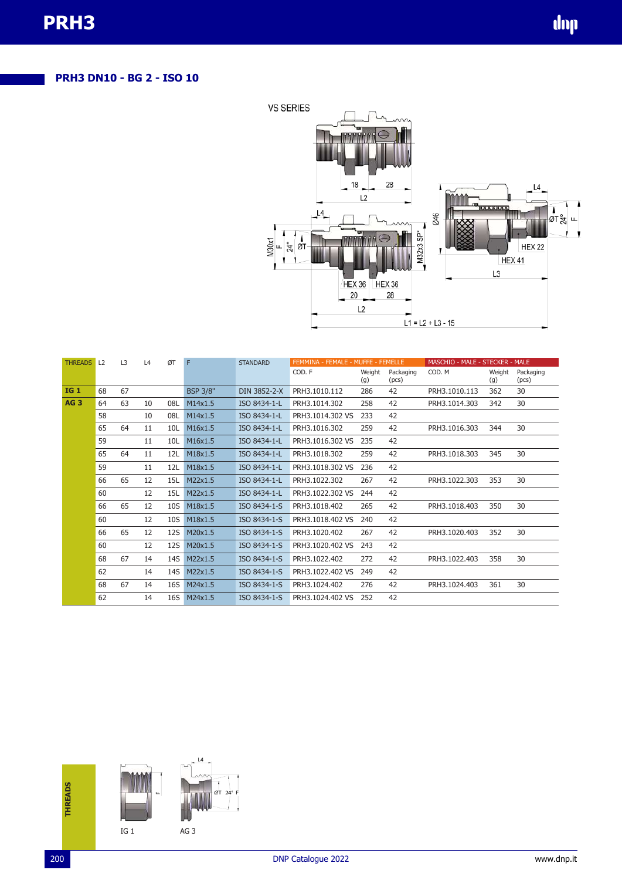# PRH3

## PRH3 DN10 - BG 2 - ISO 10

VS SERIES

L1 = L2 + L3 - 15

| THREADS | L2 | L3 | L4 | ØT | F | STANDARD | FEMMINA - FEMALE - MUFFE - FEMELLE | | | MASCHIO - MALE - STECKER - MALE | | |
|---|---|---|---|---|---|---|---|---|---|---|---|---|
| | | | | | | | COD. F | Weight (g) | Packaging (pcs) | COD. M | Weight (g) | Packaging (pcs) |
| **IG 1** | 68 | 67 | | | BSP 3/8" | DIN 3852-2-X | PRH3.1010.112 | 286 | 42 | PRH3.1010.113 | 362 | 30 |
| **AG 3** | 64 | 63 | 10 | 08L | M14x1.5 | ISO 8434-1-L | PRH3.1014.302 | 258 | 42 | PRH3.1014.303 | 342 | 30 |
| | 58 | | 10 | 08L | M14x1.5 | ISO 8434-1-L | PRH3.1014.302 VS | 233 | 42 | | | |
| | 65 | 64 | 11 | 10L | M16x1.5 | ISO 8434-1-L | PRH3.1016.302 | 259 | 42 | PRH3.1016.303 | 344 | 30 |
| | 59 | | 11 | 10L | M16x1.5 | ISO 8434-1-L | PRH3.1016.302 VS | 235 | 42 | | | |
| | 65 | 64 | 11 | 12L | M18x1.5 | ISO 8434-1-L | PRH3.1018.302 | 259 | 42 | PRH3.1018.303 | 345 | 30 |
| | 59 | | 11 | 12L | M18x1.5 | ISO 8434-1-L | PRH3.1018.302 VS | 236 | 42 | | | |
| | 66 | 65 | 12 | 15L | M22x1.5 | ISO 8434-1-L | PRH3.1022.302 | 267 | 42 | PRH3.1022.303 | 353 | 30 |
| | 60 | | 12 | 15L | M22x1.5 | ISO 8434-1-L | PRH3.1022.302 VS | 244 | 42 | | | |
| | 66 | 65 | 12 | 10S | M18x1.5 | ISO 8434-1-S | PRH3.1018.402 | 265 | 42 | PRH3.1018.403 | 350 | 30 |
| | 60 | | 12 | 10S | M18x1.5 | ISO 8434-1-S | PRH3.1018.402 VS | 240 | 42 | | | |
| | 66 | 65 | 12 | 12S | M20x1.5 | ISO 8434-1-S | PRH3.1020.402 | 267 | 42 | PRH3.1020.403 | 352 | 30 |
| | 60 | | 12 | 12S | M20x1.5 | ISO 8434-1-S | PRH3.1020.402 VS | 243 | 42 | | | |
| | 68 | 67 | 14 | 14S | M22x1.5 | ISO 8434-1-S | PRH3.1022.402 | 272 | 42 | PRH3.1022.403 | 358 | 30 |
| | 62 | | 14 | 14S | M22x1.5 | ISO 8434-1-S | PRH3.1022.402 VS | 249 | 42 | | | |
| | 68 | 67 | 14 | 16S | M24x1.5 | ISO 8434-1-S | PRH3.1024.402 | 276 | 42 | PRH3.1024.403 | 361 | 30 |
| | 62 | | 14 | 16S | M24x1.5 | ISO 8434-1-S | PRH3.1024.402 VS | 252 | 42 | | | |

**THREADS**

IG 1 AG 3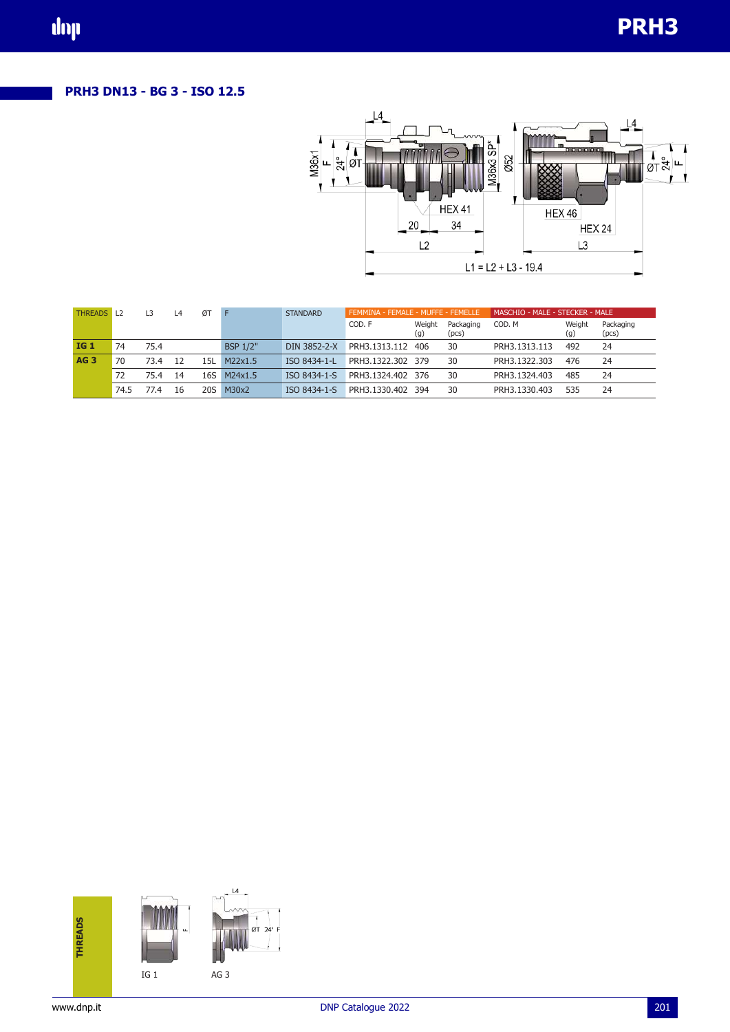## PRH3 DN13 - BG 3 - ISO 12.5

M36x1, F, 24°, ØT, L4, HEX 41, 20, 34, L2, M36x3 SP*, Ø52, HEX 46, HEX 24, L3, L4, ØT, 24°, F

L1 = L2 + L3 - 19.4

| THREADS | L2 | L3 | L4 | ØT | F | STANDARD | FEMMINA - FEMALE - MUFFE - FEMELLE | | | MASCHIO - MALE - STECKER - MALE | | |
|---|---|---|---|---|---|---|---|---|---|---|---|---|
| | | | | | | | COD. F | Weight (g) | Packaging (pcs) | COD. M | Weight (g) | Packaging (pcs) |
| **IG 1** | 74 | 75.4 | | | BSP 1/2" | DIN 3852-2-X | PRH3.1313.112 | 406 | 30 | PRH3.1313.113 | 492 | 24 |
| **AG 3** | 70 | 73.4 | 12 | 15L | M22x1.5 | ISO 8434-1-L | PRH3.1322.302 | 379 | 30 | PRH3.1322.303 | 476 | 24 |
| | 72 | 75.4 | 14 | 16S | M24x1.5 | ISO 8434-1-S | PRH3.1324.402 | 376 | 30 | PRH3.1324.403 | 485 | 24 |
| | 74.5 | 77.4 | 16 | 20S | M30x2 | ISO 8434-1-S | PRH3.1330.402 | 394 | 30 | PRH3.1330.403 | 535 | 24 |

**THREADS**

IG 1 AG 3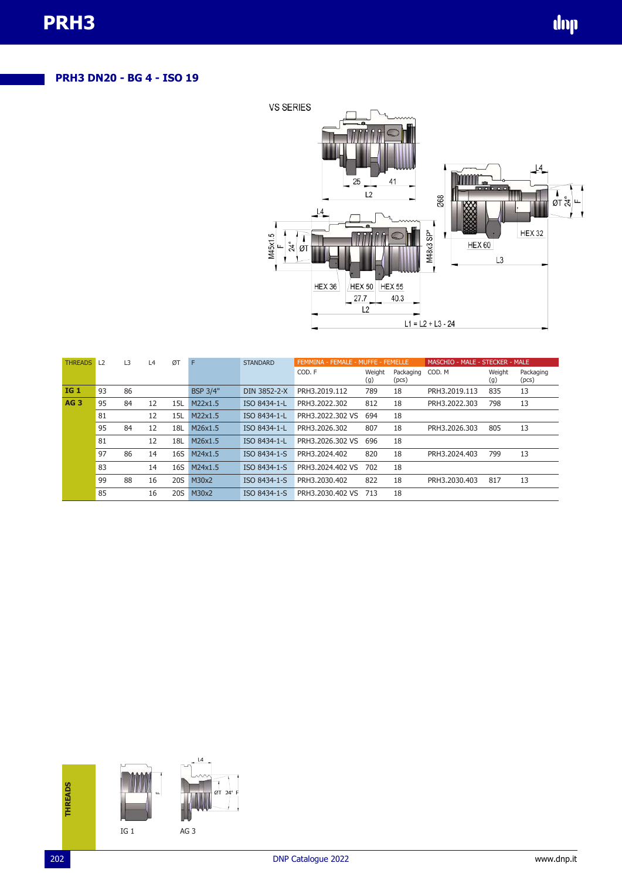## PRH3 DN20 - BG 4 - ISO 19

| THREADS | L2 | L3 | L4 | ØT | F | STANDARD | FEMMINA - FEMALE - MUFFE - FEMELLE COD. F | Weight (g) | Packaging (pcs) | MASCHIO - MALE - STECKER - MALE COD. M | Weight (g) | Packaging (pcs) |
|---|---|---|---|---|---|---|---|---|---|---|---|---|
| **IG 1** | 93 | 86 | | | BSP 3/4" | DIN 3852-2-X | PRH3.2019.112 | 789 | 18 | PRH3.2019.113 | 835 | 13 |
| **AG 3** | 95 | 84 | 12 | 15L | M22x1.5 | ISO 8434-1-L | PRH3.2022.302 | 812 | 18 | PRH3.2022.303 | 798 | 13 |
| | 81 | | 12 | 15L | M22x1.5 | ISO 8434-1-L | PRH3.2022.302 VS | 694 | 18 | | | |
| | 95 | 84 | 12 | 18L | M26x1.5 | ISO 8434-1-L | PRH3.2026.302 | 807 | 18 | PRH3.2026.303 | 805 | 13 |
| | 81 | | 12 | 18L | M26x1.5 | ISO 8434-1-L | PRH3.2026.302 VS | 696 | 18 | | | |
| | 97 | 86 | 14 | 16S | M24x1.5 | ISO 8434-1-S | PRH3.2024.402 | 820 | 18 | PRH3.2024.403 | 799 | 13 |
| | 83 | | 14 | 16S | M24x1.5 | ISO 8434-1-S | PRH3.2024.402 VS | 702 | 18 | | | |
| | 99 | 88 | 16 | 20S | M30x2 | ISO 8434-1-S | PRH3.2030.402 | 822 | 18 | PRH3.2030.403 | 817 | 13 |
| | 85 | | 16 | 20S | M30x2 | ISO 8434-1-S | PRH3.2030.402 VS | 713 | 18 | | | |

THREADS

IG 1

AG 3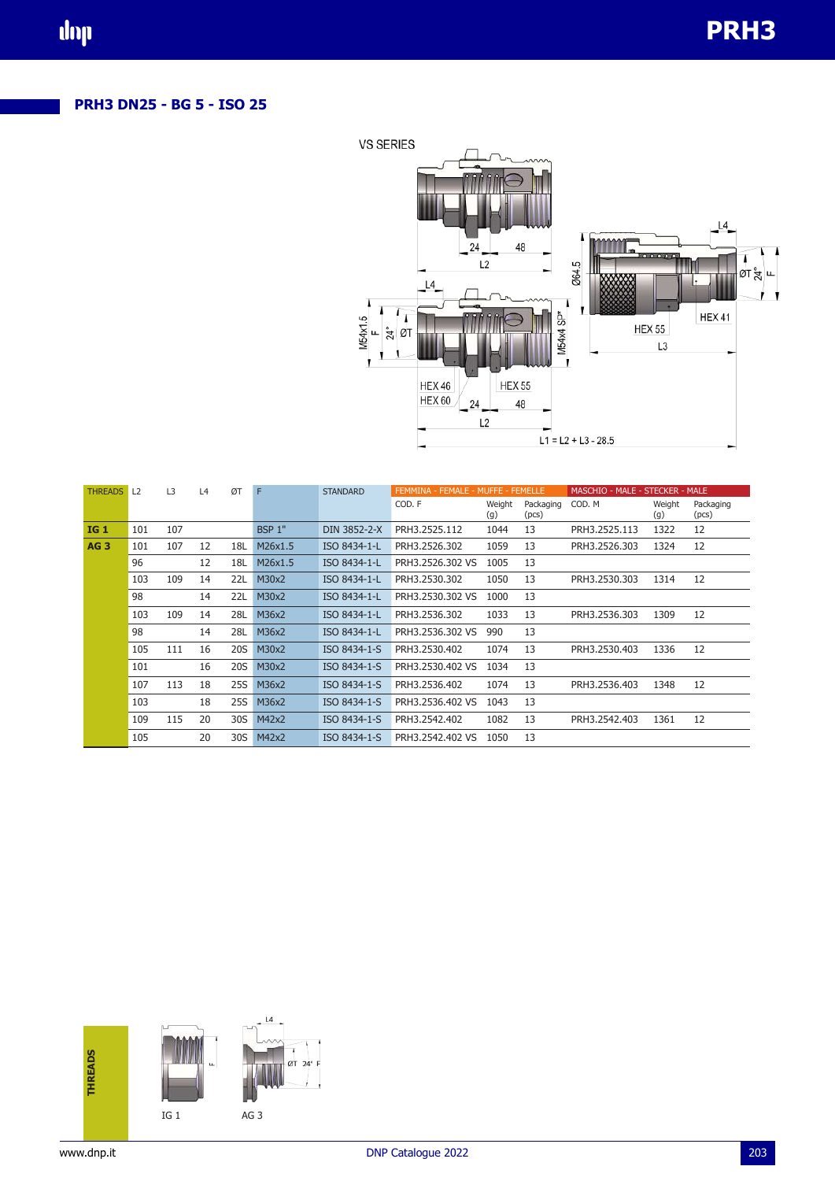## PRH3 DN25 - BG 5 - ISO 25

VS SERIES

L1 = L2 + L3 - 28.5

| THREADS | L2 | L3 | L4 | ØT | F | STANDARD | FEMMINA - FEMALE - MUFFE - FEMELLE | | | MASCHIO - MALE - STECKER - MALE | | |
|---|---|---|---|---|---|---|---|---|---|---|---|---|
| | | | | | | | COD. F | Weight (g) | Packaging (pcs) | COD. M | Weight (g) | Packaging (pcs) |
| **IG 1** | 101 | 107 | | | BSP 1" | DIN 3852-2-X | PRH3.2525.112 | 1044 | 13 | PRH3.2525.113 | 1322 | 12 |
| **AG 3** | 101 | 107 | 12 | 18L | M26x1.5 | ISO 8434-1-L | PRH3.2526.302 | 1059 | 13 | PRH3.2526.303 | 1324 | 12 |
| | 96 | | 12 | 18L | M26x1.5 | ISO 8434-1-L | PRH3.2526.302 VS | 1005 | 13 | | | |
| | 103 | 109 | 14 | 22L | M30x2 | ISO 8434-1-L | PRH3.2530.302 | 1050 | 13 | PRH3.2530.303 | 1314 | 12 |
| | 98 | | 14 | 22L | M30x2 | ISO 8434-1-L | PRH3.2530.302 VS | 1000 | 13 | | | |
| | 103 | 109 | 14 | 28L | M36x2 | ISO 8434-1-L | PRH3.2536.302 | 1033 | 13 | PRH3.2536.303 | 1309 | 12 |
| | 98 | | 14 | 28L | M36x2 | ISO 8434-1-L | PRH3.2536.302 VS | 990 | 13 | | | |
| | 105 | 111 | 16 | 20S | M30x2 | ISO 8434-1-S | PRH3.2530.402 | 1074 | 13 | PRH3.2530.403 | 1336 | 12 |
| | 101 | | 16 | 20S | M30x2 | ISO 8434-1-S | PRH3.2530.402 VS | 1034 | 13 | | | |
| | 107 | 113 | 18 | 25S | M36x2 | ISO 8434-1-S | PRH3.2536.402 | 1074 | 13 | PRH3.2536.403 | 1348 | 12 |
| | 103 | | 18 | 25S | M36x2 | ISO 8434-1-S | PRH3.2536.402 VS | 1043 | 13 | | | |
| | 109 | 115 | 20 | 30S | M42x2 | ISO 8434-1-S | PRH3.2542.402 | 1082 | 13 | PRH3.2542.403 | 1361 | 12 |
| | 105 | | 20 | 30S | M42x2 | ISO 8434-1-S | PRH3.2542.402 VS | 1050 | 13 | | | |

**THREADS**

IG 1

AG 3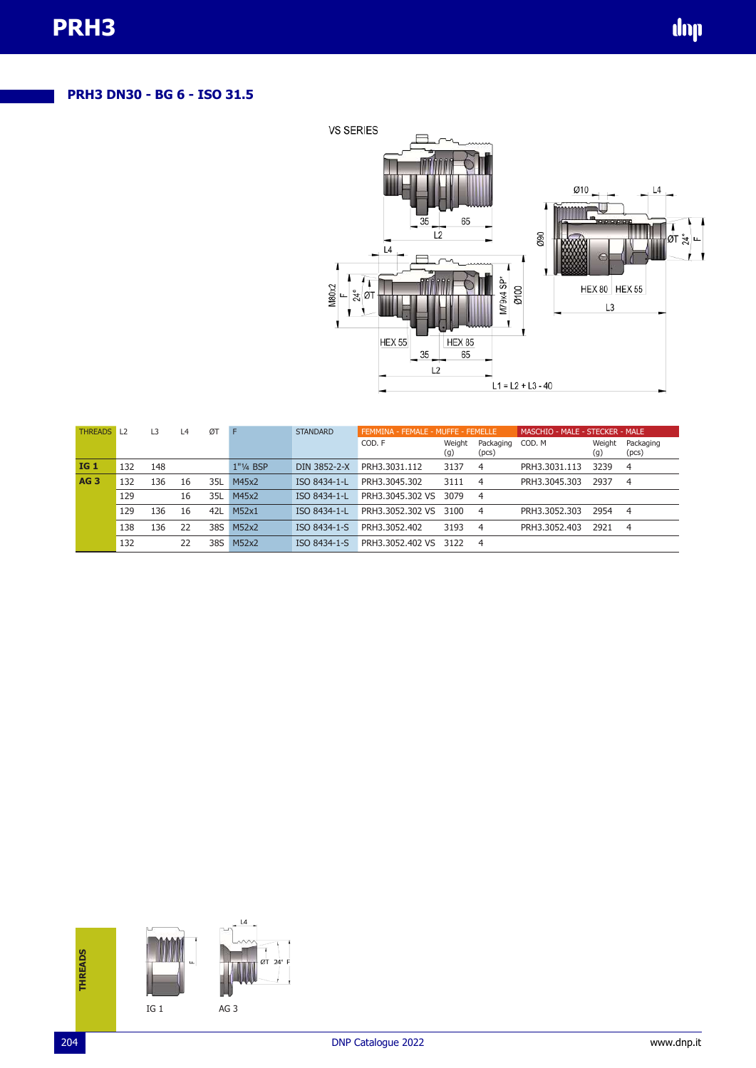## PRH3 DN30 - BG 6 - ISO 31.5

| THREADS | L2 | L3 | L4 | ØT | F | STANDARD | FEMMINA - FEMALE - MUFFE - FEMELLE | | | MASCHIO - MALE - STECKER - MALE | | |
|---|---|---|---|---|---|---|---|---|---|---|---|---|
| | | | | | | | COD. F | Weight (g) | Packaging (pcs) | COD. M | Weight (g) | Packaging (pcs) |
| **IG 1** | 132 | 148 | | | 1"¼ BSP | DIN 3852-2-X | PRH3.3031.112 | 3137 | 4 | PRH3.3031.113 | 3239 | 4 |
| **AG 3** | 132 | 136 | 16 | 35L | M45x2 | ISO 8434-1-L | PRH3.3045.302 | 3111 | 4 | PRH3.3045.303 | 2937 | 4 |
| | 129 | | 16 | 35L | M45x2 | ISO 8434-1-L | PRH3.3045.302 VS | 3079 | 4 | | | |
| | 129 | 136 | 16 | 42L | M52x1 | ISO 8434-1-L | PRH3.3052.302 VS | 3100 | 4 | PRH3.3052.303 | 2954 | 4 |
| | 138 | 136 | 22 | 38S | M52x2 | ISO 8434-1-S | PRH3.3052.402 | 3193 | 4 | PRH3.3052.403 | 2921 | 4 |
| | 132 | | 22 | 38S | M52x2 | ISO 8434-1-S | PRH3.3052.402 VS | 3122 | 4 | | | |

THREADS

IG 1

AG 3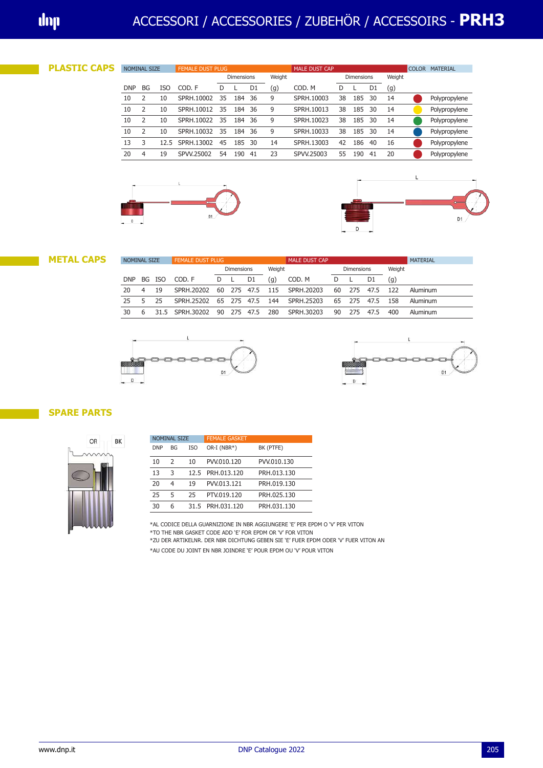# ACCESSORI / ACCESSORIES / ZUBEHÖR / ACCESSOIRS - PRH3

## PLASTIC CAPS

| NOMINAL SIZE | | | FEMALE DUST PLUG | | | | | MALE DUST CAP | | | | | COLOR | MATERIAL |
|---|---|---|---|---|---|---|---|---|---|---|---|---|---|---|
| | | | | Dimensions | | | Weight | | Dimensions | | | Weight | | |
| DNP | BG | ISO | COD. F | D | L | D1 | (g) | COD. M | D | L | D1 | (g) | | |
| 10 | 2 | 10 | SPRH.10002 | 35 | 184 | 36 | 9 | SPRH.10003 | 38 | 185 | 30 | 14 | red | Polypropylene |
| 10 | 2 | 10 | SPRH.10012 | 35 | 184 | 36 | 9 | SPRH.10013 | 38 | 185 | 30 | 14 | yellow | Polypropylene |
| 10 | 2 | 10 | SPRH.10022 | 35 | 184 | 36 | 9 | SPRH.10023 | 38 | 185 | 30 | 14 | green | Polypropylene |
| 10 | 2 | 10 | SPRH.10032 | 35 | 184 | 36 | 9 | SPRH.10033 | 38 | 185 | 30 | 14 | blue | Polypropylene |
| 13 | 3 | 12.5 | SPRH.13002 | 45 | 185 | 30 | 14 | SPRH.13003 | 42 | 186 | 40 | 16 | red | Polypropylene |
| 20 | 4 | 19 | SPVV.25002 | 54 | 190 | 41 | 23 | SPVV.25003 | 55 | 190 | 41 | 20 | red | Polypropylene |

## METAL CAPS

| NOMINAL SIZE | | | FEMALE DUST PLUG | | | | | MALE DUST CAP | | | | | MATERIAL |
|---|---|---|---|---|---|---|---|---|---|---|---|---|---|
| | | | | Dimensions | | | Weight | | Dimensions | | | Weight | |
| DNP | BG | ISO | COD. F | D | L | D1 | (g) | COD. M | D | L | D1 | (g) | |
| 20 | 4 | 19 | SPRH.20202 | 60 | 275 | 47.5 | 115 | SPRH.20203 | 60 | 275 | 47.5 | 122 | Aluminum |
| 25 | 5 | 25 | SPRH.25202 | 65 | 275 | 47.5 | 144 | SPRH.25203 | 65 | 275 | 47.5 | 158 | Aluminum |
| 30 | 6 | 31.5 | SPRH.30202 | 90 | 275 | 47.5 | 280 | SPRH.30203 | 90 | 275 | 47.5 | 400 | Aluminum |

## SPARE PARTS

OR BK

| NOMINAL SIZE | | | FEMALE GASKET | |
|---|---|---|---|---|
| DNP | BG | ISO | OR-I (NBR*) | BK (PTFE) |
| 10 | 2 | 10 | PVV.010.120 | PVV.010.130 |
| 13 | 3 | 12.5 | PRH.013.120 | PRH.013.130 |
| 20 | 4 | 19 | PVV.013.121 | PRH.019.130 |
| 25 | 5 | 25 | PTV.019.120 | PRH.025.130 |
| 30 | 6 | 31.5 | PRH.031.120 | PRH.031.130 |

*AL CODICE DELLA GUARNIZIONE IN NBR AGGIUNGERE 'E' PER EPDM O 'V' PER VITON
*TO THE NBR GASKET CODE ADD 'E' FOR EPDM OR 'V' FOR VITON
*ZU DER ARTIKELNR. DER NBR DICHTUNG GEBEN SIE 'E' FUER EPDM ODER 'V' FUER VITON AN
*AU CODE DU JOINT EN NBR JOINDRE 'E' POUR EPDM OU 'V' POUR VITON